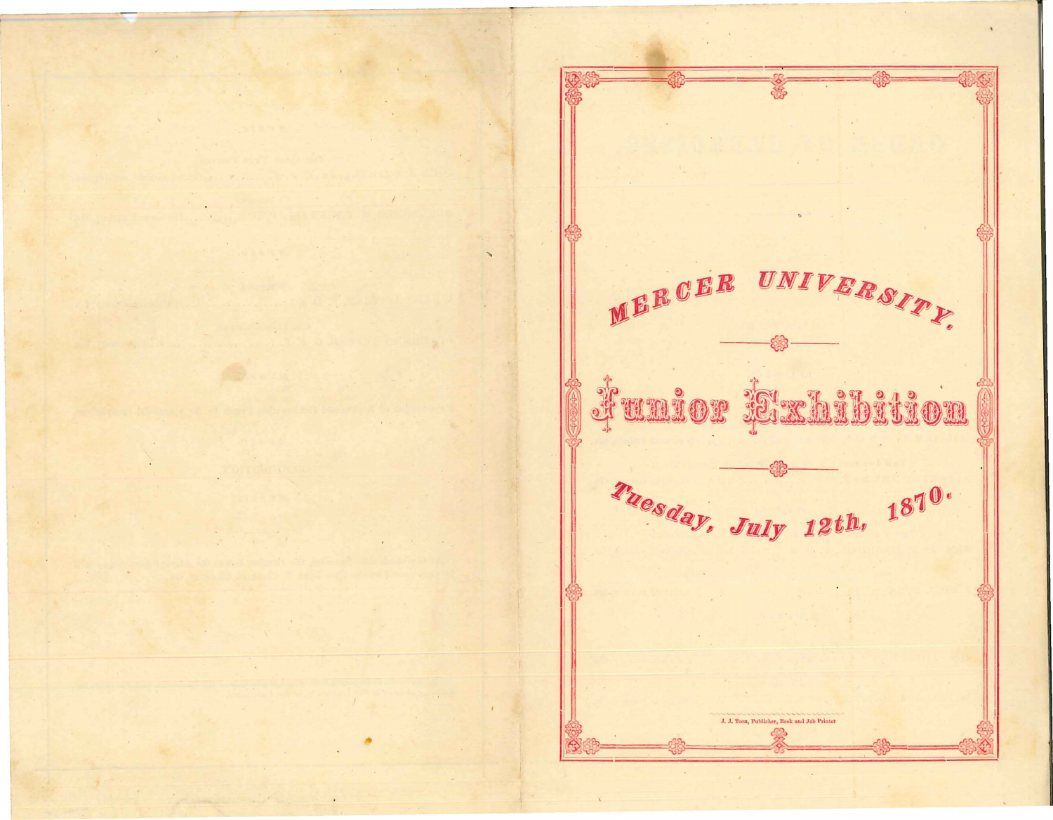# MERCER UNIVERSITY.

## Junior Exhibition

*Tuesday, July 12th, 1870.*

J. J. Toon, Publisher, Book and Job Printer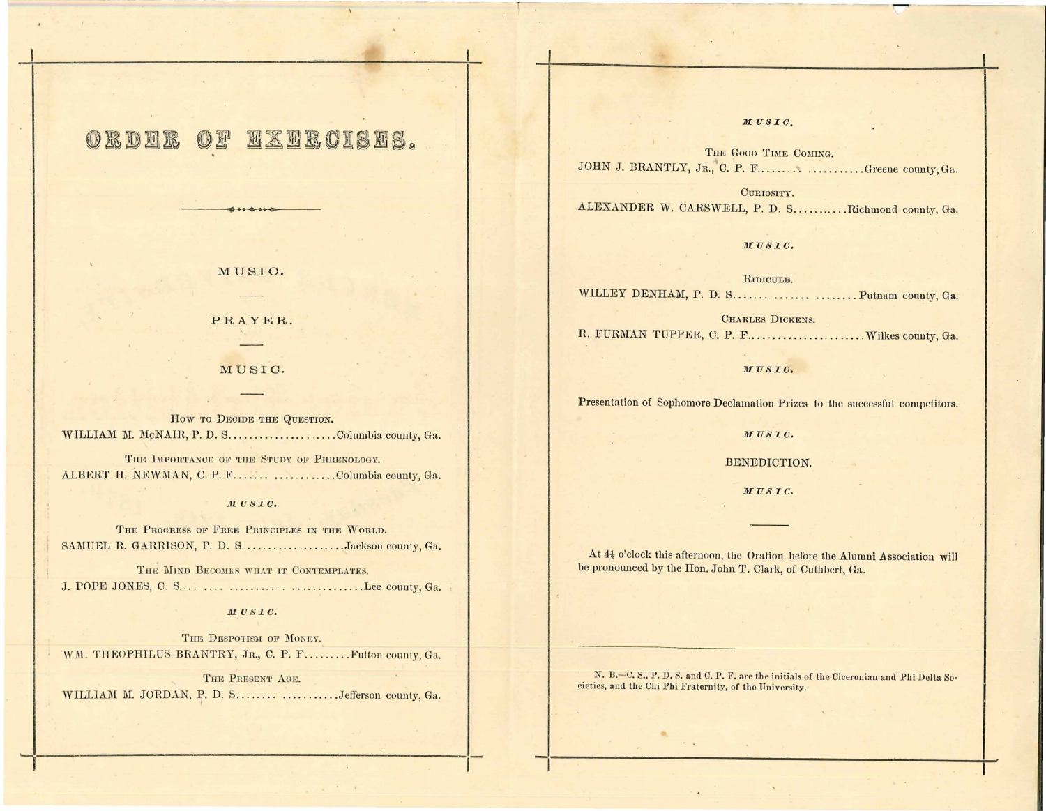# ORDER OF EXERCISES.

MUSIC.

PRAYER.

MUSIC.

HOW TO DECIDE THE QUESTION.
WILLIAM M. McNAIR, P. D. S. . . . . . . . . . . . . . . . . . . . . Columbia county, Ga.

THE IMPORTANCE OF THE STUDY OF PHRENOLOGY.
ALBERT H. NEWMAN, C. P. F. . . . . . . . . . . . . . . . . . Columbia county, Ga.

*MUSIC.*

THE PROGRESS OF FREE PRINCIPLES IN THE WORLD.
SAMUEL R. GARRISON, P. D. S. . . . . . . . . . . . . . . . . . . . Jackson county, Ga.

THE MIND BECOMES WHAT IT CONTEMPLATES.
J. POPE JONES, C. S. . . . . . . . . . . . . . . . . . . . . . . . . . . . . Lee county, Ga.

*MUSIC.*

THE DESPOTISM OF MONEY.
WM. THEOPHILUS BRANTRY, JR., C. P. F. . . . . . . . . Fulton county, Ga.

THE PRESENT AGE.
WILLIAM M. JORDAN, P. D. S. . . . . . . . . . . . . . . . . . Jefferson county, Ga.

*MUSIC.*

THE GOOD TIME COMING.
JOHN J. BRANTLY, JR., C. P. F. . . . . . . . . . . . . . . . . . . Greene county, Ga.

CURIOSITY.
ALEXANDER W. CARSWELL, P. D. S. . . . . . . . . . . Richmond county, Ga.

*MUSIC.*

RIDICULE.
WILLEY DENHAM, P. D. S. . . . . . . . . . . . . . . . . . . . . . . Putnam county, Ga.

CHARLES DICKENS.
R. FURMAN TUPPER, C. P. F. . . . . . . . . . . . . . . . . . . . . . Wilkes county, Ga.

*MUSIC.*

Presentation of Sophomore Declamation Prizes to the successful competitors.

*MUSIC.*

BENEDICTION.

*MUSIC.*

At 4½ o'clock this afternoon, the Oration before the Alumni Association will be pronounced by the Hon. John T. Clark, of Cuthbert, Ga.

N. B.—C. S., P. D. S. and C. P. F. are the initials of the Ciceronian and Phi Delta Societies, and the Chi Phi Fraternity, of the University.